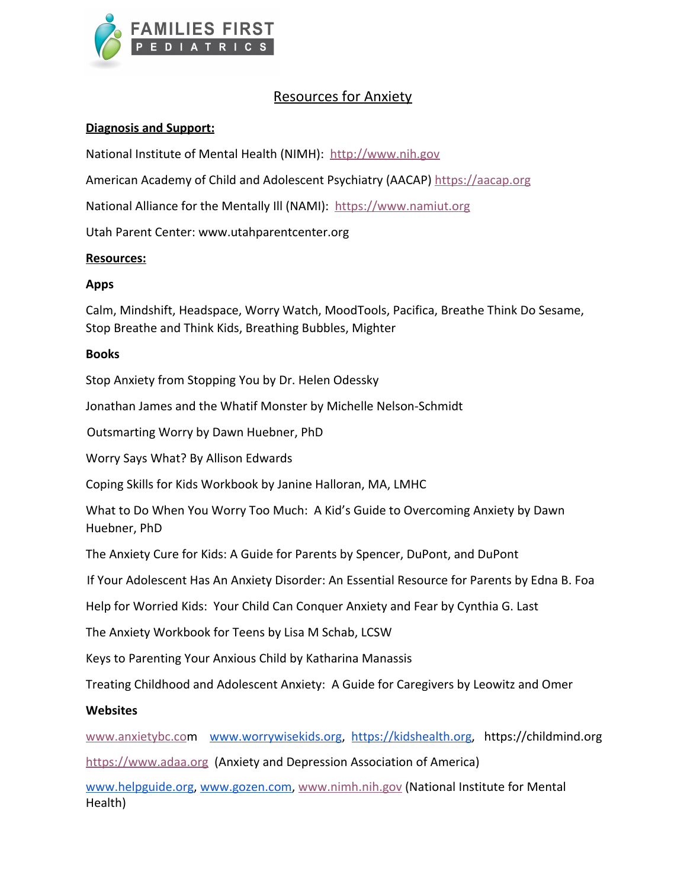FAMILIES FIRST
PEDIATRICS

# Resources for Anxiety

**Diagnosis and Support:**

National Institute of Mental Health (NIMH): http://www.nih.gov

American Academy of Child and Adolescent Psychiatry (AACAP) https://aacap.org

National Alliance for the Mentally Ill (NAMI): https://www.namiut.org

Utah Parent Center: www.utahparentcenter.org

**Resources:**

**Apps**

Calm, Mindshift, Headspace, Worry Watch, MoodTools, Pacifica, Breathe Think Do Sesame, Stop Breathe and Think Kids, Breathing Bubbles, Mighter

**Books**

Stop Anxiety from Stopping You by Dr. Helen Odessky

Jonathan James and the Whatif Monster by Michelle Nelson-Schmidt

Outsmarting Worry by Dawn Huebner, PhD

Worry Says What? By Allison Edwards

Coping Skills for Kids Workbook by Janine Halloran, MA, LMHC

What to Do When You Worry Too Much: A Kid's Guide to Overcoming Anxiety by Dawn Huebner, PhD

The Anxiety Cure for Kids: A Guide for Parents by Spencer, DuPont, and DuPont

If Your Adolescent Has An Anxiety Disorder: An Essential Resource for Parents by Edna B. Foa

Help for Worried Kids: Your Child Can Conquer Anxiety and Fear by Cynthia G. Last

The Anxiety Workbook for Teens by Lisa M Schab, LCSW

Keys to Parenting Your Anxious Child by Katharina Manassis

Treating Childhood and Adolescent Anxiety: A Guide for Caregivers by Leowitz and Omer

**Websites**

www.anxietybc.com www.worrywisekids.org, https://kidshealth.org, https://childmind.org

https://www.adaa.org (Anxiety and Depression Association of America)

www.helpguide.org, www.gozen.com, www.nimh.nih.gov (National Institute for Mental Health)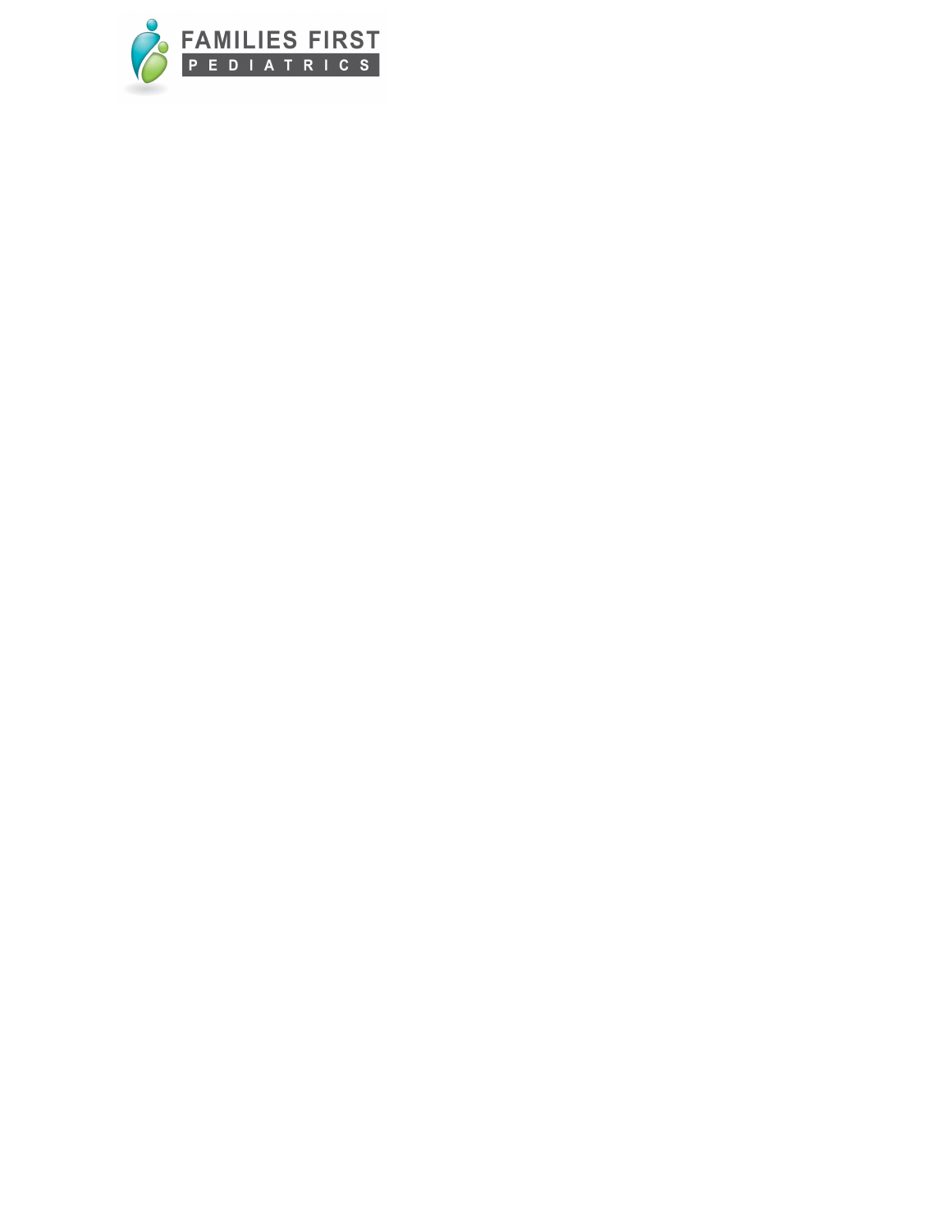FAMILIES FIRST

PEDIATRICS